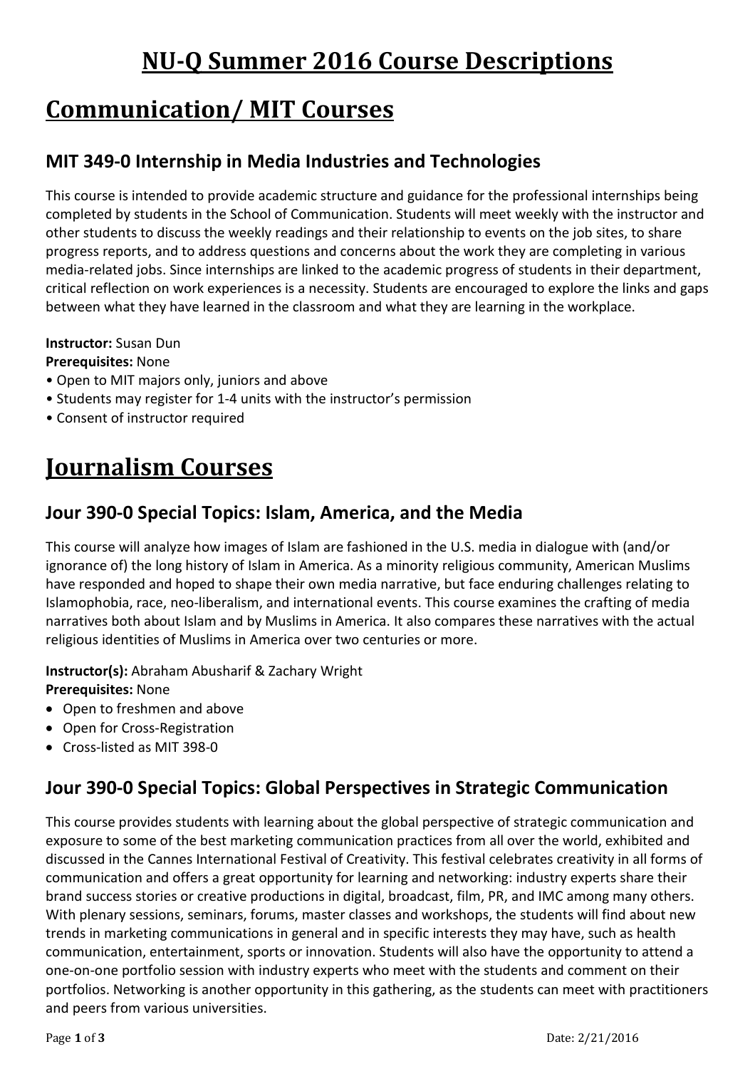# NU-Q Summer 2016 Course Descriptions

# Communication/ MIT Courses

## MIT 349-0 Internship in Media Industries and Technologies

This course is intended to provide academic structure and guidance for the professional internships being completed by students in the School of Communication. Students will meet weekly with the instructor and other students to discuss the weekly readings and their relationship to events on the job sites, to share progress reports, and to address questions and concerns about the work they are completing in various media-related jobs. Since internships are linked to the academic progress of students in their department, critical reflection on work experiences is a necessity. Students are encouraged to explore the links and gaps between what they have learned in the classroom and what they are learning in the workplace.

**Instructor:** Susan Dun
**Prerequisites:** None

- Open to MIT majors only, juniors and above
- Students may register for 1-4 units with the instructor's permission
- Consent of instructor required

# Journalism Courses

## Jour 390-0 Special Topics: Islam, America, and the Media

This course will analyze how images of Islam are fashioned in the U.S. media in dialogue with (and/or ignorance of) the long history of Islam in America. As a minority religious community, American Muslims have responded and hoped to shape their own media narrative, but face enduring challenges relating to Islamophobia, race, neo-liberalism, and international events. This course examines the crafting of media narratives both about Islam and by Muslims in America. It also compares these narratives with the actual religious identities of Muslims in America over two centuries or more.

**Instructor(s):** Abraham Abusharif & Zachary Wright
**Prerequisites:** None

- Open to freshmen and above
- Open for Cross-Registration
- Cross-listed as MIT 398-0

## Jour 390-0 Special Topics: Global Perspectives in Strategic Communication

This course provides students with learning about the global perspective of strategic communication and exposure to some of the best marketing communication practices from all over the world, exhibited and discussed in the Cannes International Festival of Creativity. This festival celebrates creativity in all forms of communication and offers a great opportunity for learning and networking: industry experts share their brand success stories or creative productions in digital, broadcast, film, PR, and IMC among many others. With plenary sessions, seminars, forums, master classes and workshops, the students will find about new trends in marketing communications in general and in specific interests they may have, such as health communication, entertainment, sports or innovation. Students will also have the opportunity to attend a one-on-one portfolio session with industry experts who meet with the students and comment on their portfolios. Networking is another opportunity in this gathering, as the students can meet with practitioners and peers from various universities.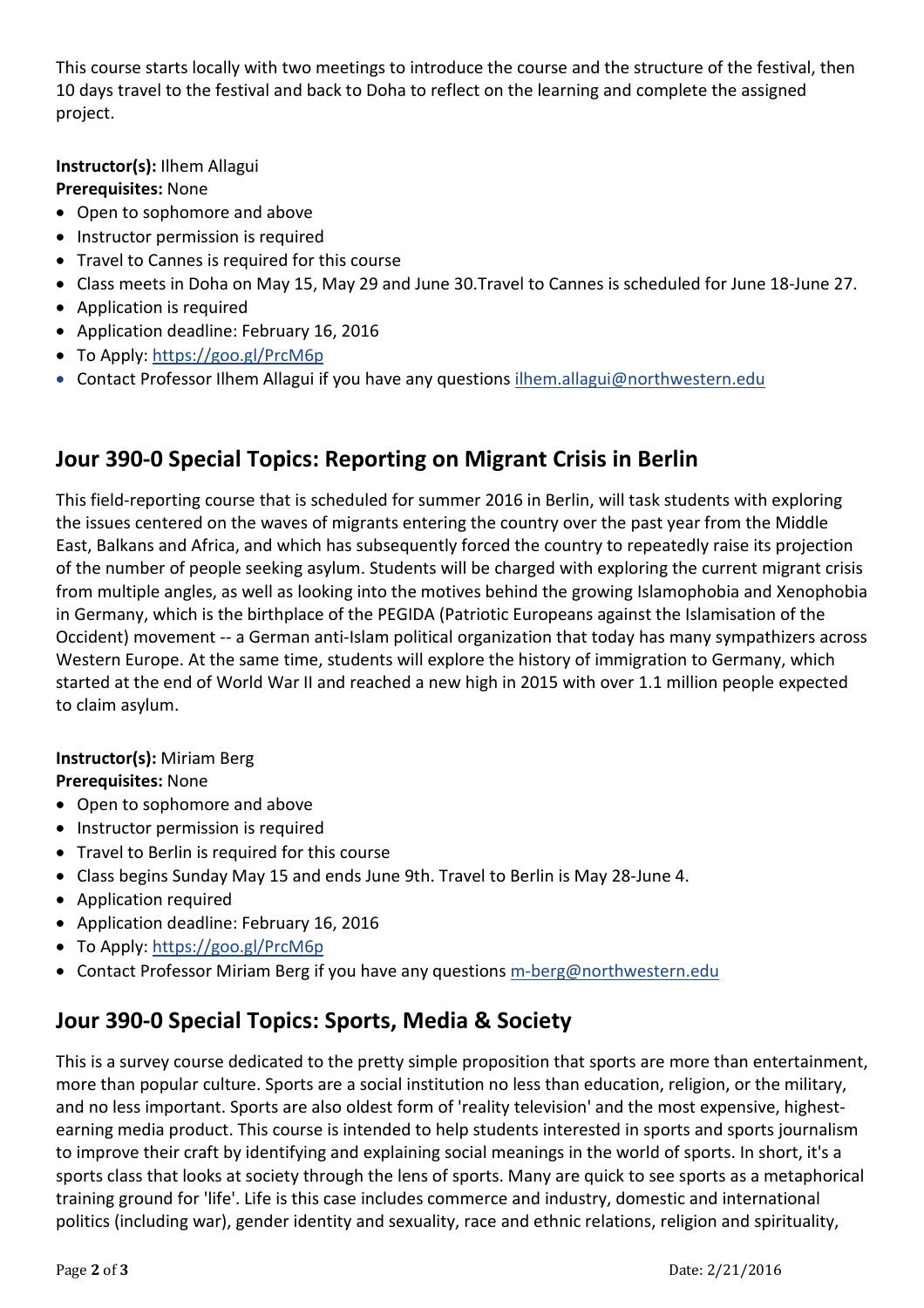This course starts locally with two meetings to introduce the course and the structure of the festival, then 10 days travel to the festival and back to Doha to reflect on the learning and complete the assigned project.

**Instructor(s):** Ilhem Allagui
**Prerequisites:** None

- Open to sophomore and above
- Instructor permission is required
- Travel to Cannes is required for this course
- Class meets in Doha on May 15, May 29 and June 30.Travel to Cannes is scheduled for June 18-June 27.
- Application is required
- Application deadline: February 16, 2016
- To Apply: https://goo.gl/PrcM6p
- Contact Professor Ilhem Allagui if you have any questions ilhem.allagui@northwestern.edu

## Jour 390-0 Special Topics: Reporting on Migrant Crisis in Berlin

This field-reporting course that is scheduled for summer 2016 in Berlin, will task students with exploring the issues centered on the waves of migrants entering the country over the past year from the Middle East, Balkans and Africa, and which has subsequently forced the country to repeatedly raise its projection of the number of people seeking asylum. Students will be charged with exploring the current migrant crisis from multiple angles, as well as looking into the motives behind the growing Islamophobia and Xenophobia in Germany, which is the birthplace of the PEGIDA (Patriotic Europeans against the Islamisation of the Occident) movement -- a German anti-Islam political organization that today has many sympathizers across Western Europe. At the same time, students will explore the history of immigration to Germany, which started at the end of World War II and reached a new high in 2015 with over 1.1 million people expected to claim asylum.

**Instructor(s):** Miriam Berg
**Prerequisites:** None

- Open to sophomore and above
- Instructor permission is required
- Travel to Berlin is required for this course
- Class begins Sunday May 15 and ends June 9th. Travel to Berlin is May 28-June 4.
- Application required
- Application deadline: February 16, 2016
- To Apply: https://goo.gl/PrcM6p
- Contact Professor Miriam Berg if you have any questions m-berg@northwestern.edu

## Jour 390-0 Special Topics: Sports, Media & Society

This is a survey course dedicated to the pretty simple proposition that sports are more than entertainment, more than popular culture. Sports are a social institution no less than education, religion, or the military, and no less important. Sports are also oldest form of 'reality television' and the most expensive, highest-earning media product. This course is intended to help students interested in sports and sports journalism to improve their craft by identifying and explaining social meanings in the world of sports. In short, it's a sports class that looks at society through the lens of sports. Many are quick to see sports as a metaphorical training ground for 'life'. Life is this case includes commerce and industry, domestic and international politics (including war), gender identity and sexuality, race and ethnic relations, religion and spirituality,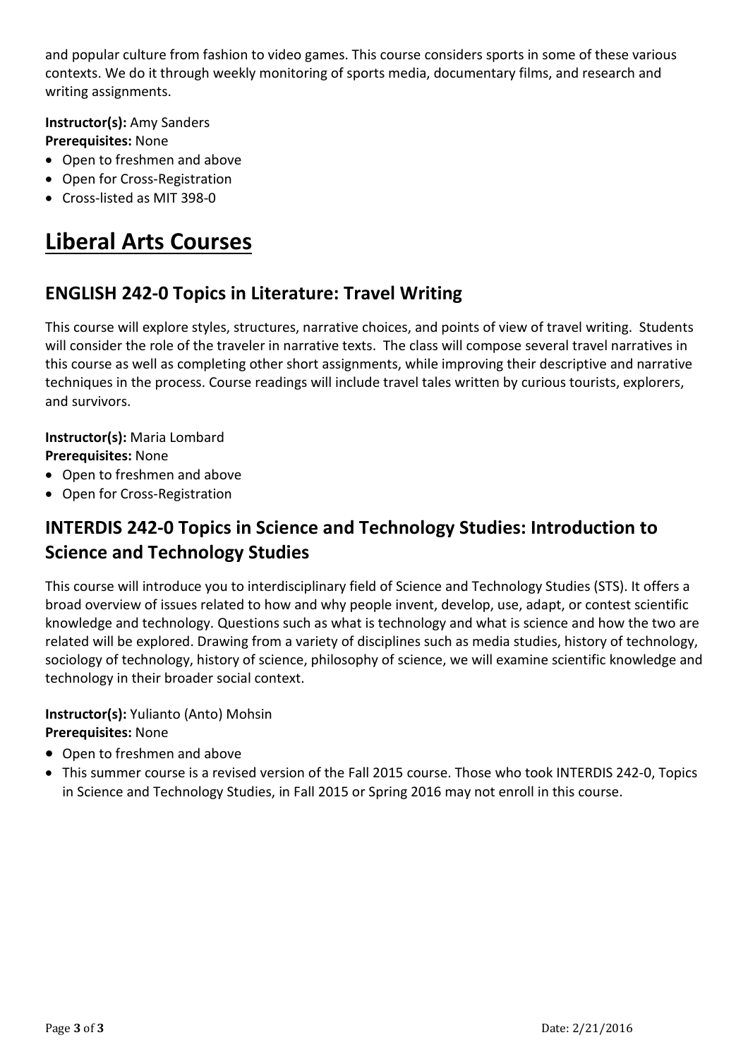and popular culture from fashion to video games. This course considers sports in some of these various contexts. We do it through weekly monitoring of sports media, documentary films, and research and writing assignments.

**Instructor(s):** Amy Sanders
**Prerequisites:** None

- Open to freshmen and above
- Open for Cross-Registration
- Cross-listed as MIT 398-0

# Liberal Arts Courses

## ENGLISH 242-0 Topics in Literature: Travel Writing

This course will explore styles, structures, narrative choices, and points of view of travel writing. Students will consider the role of the traveler in narrative texts. The class will compose several travel narratives in this course as well as completing other short assignments, while improving their descriptive and narrative techniques in the process. Course readings will include travel tales written by curious tourists, explorers, and survivors.

**Instructor(s):** Maria Lombard
**Prerequisites:** None

- Open to freshmen and above
- Open for Cross-Registration

## INTERDIS 242-0 Topics in Science and Technology Studies: Introduction to Science and Technology Studies

This course will introduce you to interdisciplinary field of Science and Technology Studies (STS). It offers a broad overview of issues related to how and why people invent, develop, use, adapt, or contest scientific knowledge and technology. Questions such as what is technology and what is science and how the two are related will be explored. Drawing from a variety of disciplines such as media studies, history of technology, sociology of technology, history of science, philosophy of science, we will examine scientific knowledge and technology in their broader social context.

**Instructor(s):** Yulianto (Anto) Mohsin
**Prerequisites:** None

- Open to freshmen and above
- This summer course is a revised version of the Fall 2015 course. Those who took INTERDIS 242-0, Topics in Science and Technology Studies, in Fall 2015 or Spring 2016 may not enroll in this course.